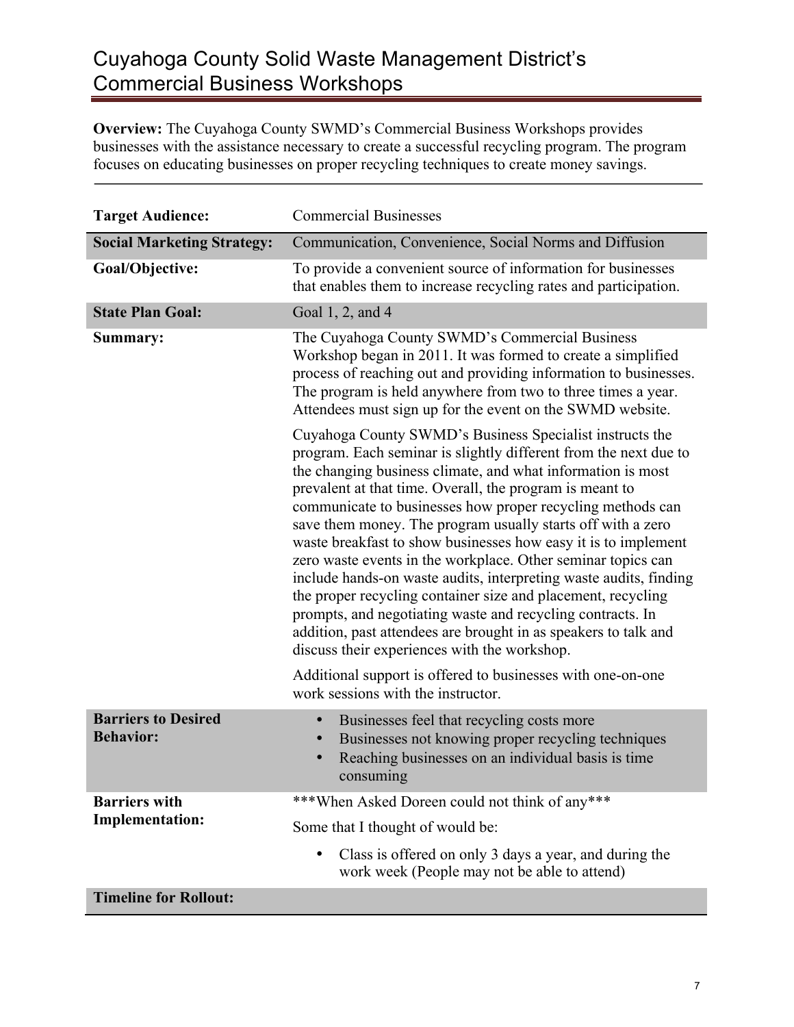# Cuyahoga County Solid Waste Management District's Commercial Business Workshops

**Overview:** The Cuyahoga County SWMD's Commercial Business Workshops provides businesses with the assistance necessary to create a successful recycling program. The program focuses on educating businesses on proper recycling techniques to create money savings.

| | |
|---|---|
| **Target Audience:** | Commercial Businesses |
| **Social Marketing Strategy:** | Communication, Convenience, Social Norms and Diffusion |
| **Goal/Objective:** | To provide a convenient source of information for businesses that enables them to increase recycling rates and participation. |
| **State Plan Goal:** | Goal 1, 2, and 4 |
| **Summary:** | The Cuyahoga County SWMD's Commercial Business Workshop began in 2011. It was formed to create a simplified process of reaching out and providing information to businesses. The program is held anywhere from two to three times a year. Attendees must sign up for the event on the SWMD website.<br><br>Cuyahoga County SWMD's Business Specialist instructs the program. Each seminar is slightly different from the next due to the changing business climate, and what information is most prevalent at that time. Overall, the program is meant to communicate to businesses how proper recycling methods can save them money. The program usually starts off with a zero waste breakfast to show businesses how easy it is to implement zero waste events in the workplace. Other seminar topics can include hands-on waste audits, interpreting waste audits, finding the proper recycling container size and placement, recycling prompts, and negotiating waste and recycling contracts. In addition, past attendees are brought in as speakers to talk and discuss their experiences with the workshop.<br><br>Additional support is offered to businesses with one-on-one work sessions with the instructor. |
| **Barriers to Desired Behavior:** | • Businesses feel that recycling costs more<br>• Businesses not knowing proper recycling techniques<br>• Reaching businesses on an individual basis is time consuming |
| **Barriers with Implementation:** | ***When Asked Doreen could not think of any***<br><br>Some that I thought of would be:<br><br>• Class is offered on only 3 days a year, and during the work week (People may not be able to attend) |
| **Timeline for Rollout:** | |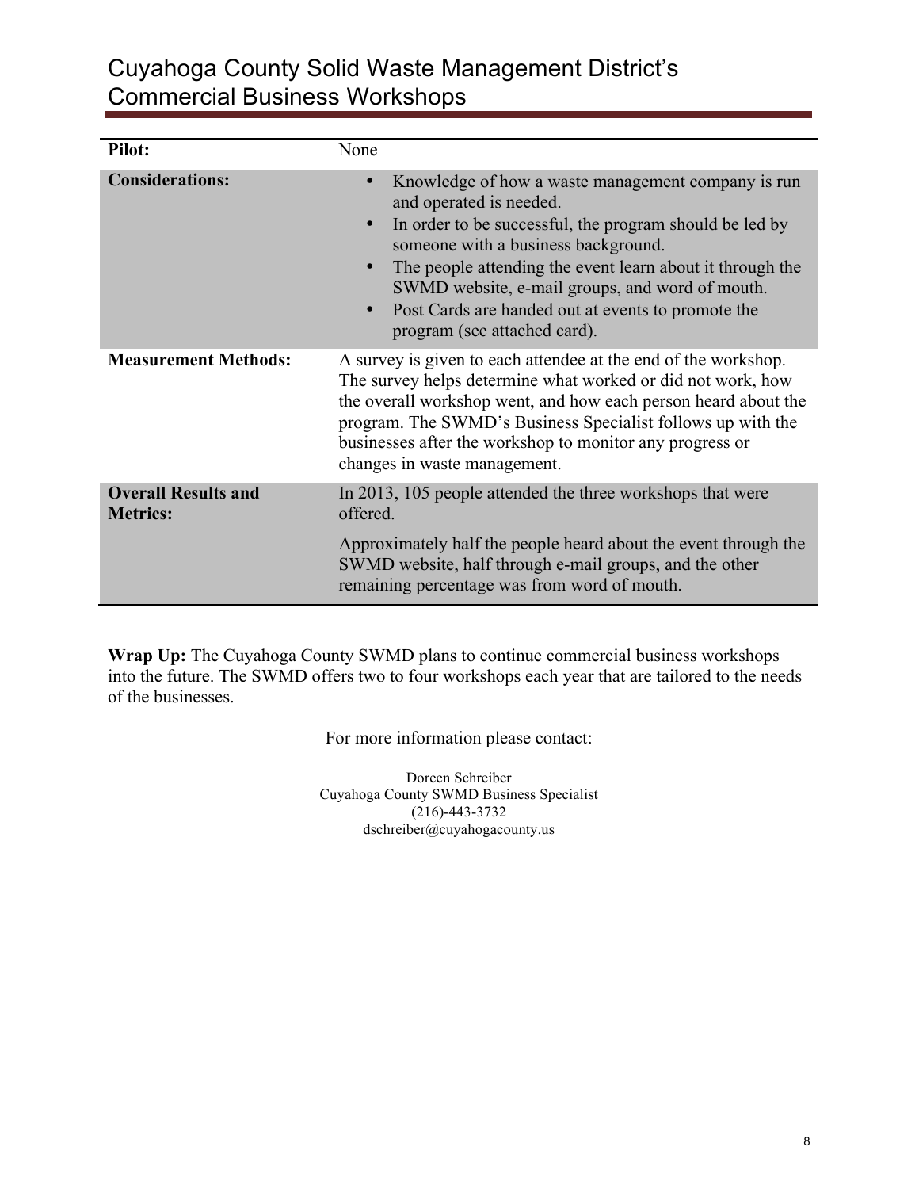# Cuyahoga County Solid Waste Management District's Commercial Business Workshops

| | |
|---|---|
| **Pilot:** | None |
| **Considerations:** | • Knowledge of how a waste management company is run and operated is needed.<br>• In order to be successful, the program should be led by someone with a business background.<br>• The people attending the event learn about it through the SWMD website, e-mail groups, and word of mouth.<br>• Post Cards are handed out at events to promote the program (see attached card). |
| **Measurement Methods:** | A survey is given to each attendee at the end of the workshop. The survey helps determine what worked or did not work, how the overall workshop went, and how each person heard about the program. The SWMD's Business Specialist follows up with the businesses after the workshop to monitor any progress or changes in waste management. |
| **Overall Results and Metrics:** | In 2013, 105 people attended the three workshops that were offered.<br><br>Approximately half the people heard about the event through the SWMD website, half through e-mail groups, and the other remaining percentage was from word of mouth. |

**Wrap Up:** The Cuyahoga County SWMD plans to continue commercial business workshops into the future. The SWMD offers two to four workshops each year that are tailored to the needs of the businesses.

For more information please contact:

Doreen Schreiber
Cuyahoga County SWMD Business Specialist
(216)-443-3732
dschreiber@cuyahogacounty.us